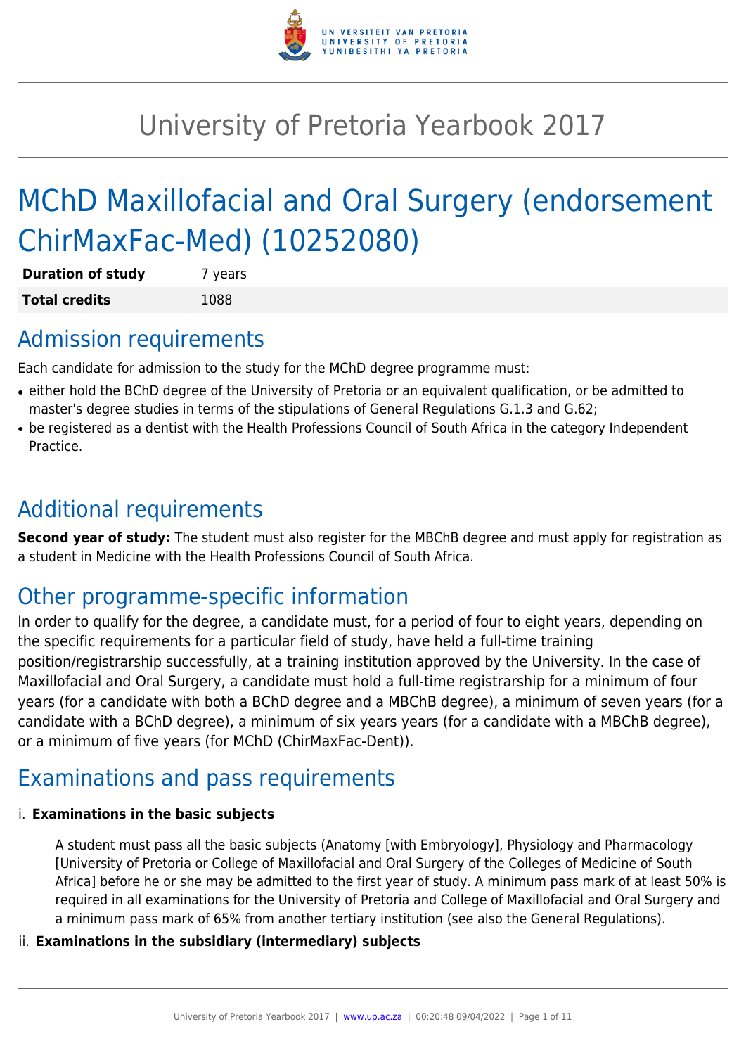# University of Pretoria Yearbook 2017

# MChD Maxillofacial and Oral Surgery (endorsement ChirMaxFac-Med) (10252080)

| **Duration of study** | 7 years |
|---|---|
| **Total credits** | 1088 |

## Admission requirements

Each candidate for admission to the study for the MChD degree programme must:

- either hold the BChD degree of the University of Pretoria or an equivalent qualification, or be admitted to master's degree studies in terms of the stipulations of General Regulations G.1.3 and G.62;
- be registered as a dentist with the Health Professions Council of South Africa in the category Independent Practice.

## Additional requirements

**Second year of study:** The student must also register for the MBChB degree and must apply for registration as a student in Medicine with the Health Professions Council of South Africa.

## Other programme-specific information

In order to qualify for the degree, a candidate must, for a period of four to eight years, depending on the specific requirements for a particular field of study, have held a full-time training position/registrarship successfully, at a training institution approved by the University. In the case of Maxillofacial and Oral Surgery, a candidate must hold a full-time registrarship for a minimum of four years (for a candidate with both a BChD degree and a MBChB degree), a minimum of seven years (for a candidate with a BChD degree), a minimum of six years years (for a candidate with a MBChB degree), or a minimum of five years (for MChD (ChirMaxFac-Dent)).

## Examinations and pass requirements

i. **Examinations in the basic subjects**

A student must pass all the basic subjects (Anatomy [with Embryology], Physiology and Pharmacology [University of Pretoria or College of Maxillofacial and Oral Surgery of the Colleges of Medicine of South Africa] before he or she may be admitted to the first year of study. A minimum pass mark of at least 50% is required in all examinations for the University of Pretoria and College of Maxillofacial and Oral Surgery and a minimum pass mark of 65% from another tertiary institution (see also the General Regulations).

ii. **Examinations in the subsidiary (intermediary) subjects**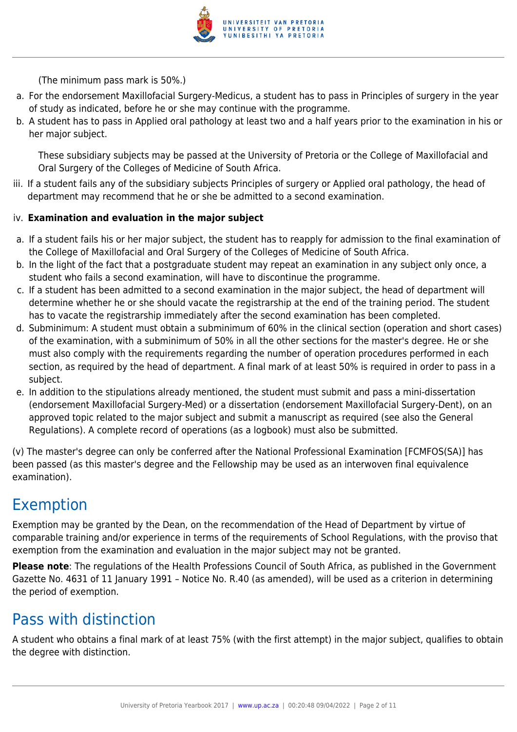(The minimum pass mark is 50%.)

a. For the endorsement Maxillofacial Surgery-Medicus, a student has to pass in Principles of surgery in the year of study as indicated, before he or she may continue with the programme.
b. A student has to pass in Applied oral pathology at least two and a half years prior to the examination in his or her major subject.

These subsidiary subjects may be passed at the University of Pretoria or the College of Maxillofacial and Oral Surgery of the Colleges of Medicine of South Africa.

iii. If a student fails any of the subsidiary subjects Principles of surgery or Applied oral pathology, the head of department may recommend that he or she be admitted to a second examination.

iv. **Examination and evaluation in the major subject**

a. If a student fails his or her major subject, the student has to reapply for admission to the final examination of the College of Maxillofacial and Oral Surgery of the Colleges of Medicine of South Africa.
b. In the light of the fact that a postgraduate student may repeat an examination in any subject only once, a student who fails a second examination, will have to discontinue the programme.
c. If a student has been admitted to a second examination in the major subject, the head of department will determine whether he or she should vacate the registrarship at the end of the training period. The student has to vacate the registrarship immediately after the second examination has been completed.
d. Subminimum: A student must obtain a subminimum of 60% in the clinical section (operation and short cases) of the examination, with a subminimum of 50% in all the other sections for the master's degree. He or she must also comply with the requirements regarding the number of operation procedures performed in each section, as required by the head of department. A final mark of at least 50% is required in order to pass in a subject.
e. In addition to the stipulations already mentioned, the student must submit and pass a mini-dissertation (endorsement Maxillofacial Surgery-Med) or a dissertation (endorsement Maxillofacial Surgery-Dent), on an approved topic related to the major subject and submit a manuscript as required (see also the General Regulations). A complete record of operations (as a logbook) must also be submitted.

(v) The master's degree can only be conferred after the National Professional Examination [FCMFOS(SA)] has been passed (as this master's degree and the Fellowship may be used as an interwoven final equivalence examination).

## Exemption

Exemption may be granted by the Dean, on the recommendation of the Head of Department by virtue of comparable training and/or experience in terms of the requirements of School Regulations, with the proviso that exemption from the examination and evaluation in the major subject may not be granted.

**Please note**: The regulations of the Health Professions Council of South Africa, as published in the Government Gazette No. 4631 of 11 January 1991 – Notice No. R.40 (as amended), will be used as a criterion in determining the period of exemption.

## Pass with distinction

A student who obtains a final mark of at least 75% (with the first attempt) in the major subject, qualifies to obtain the degree with distinction.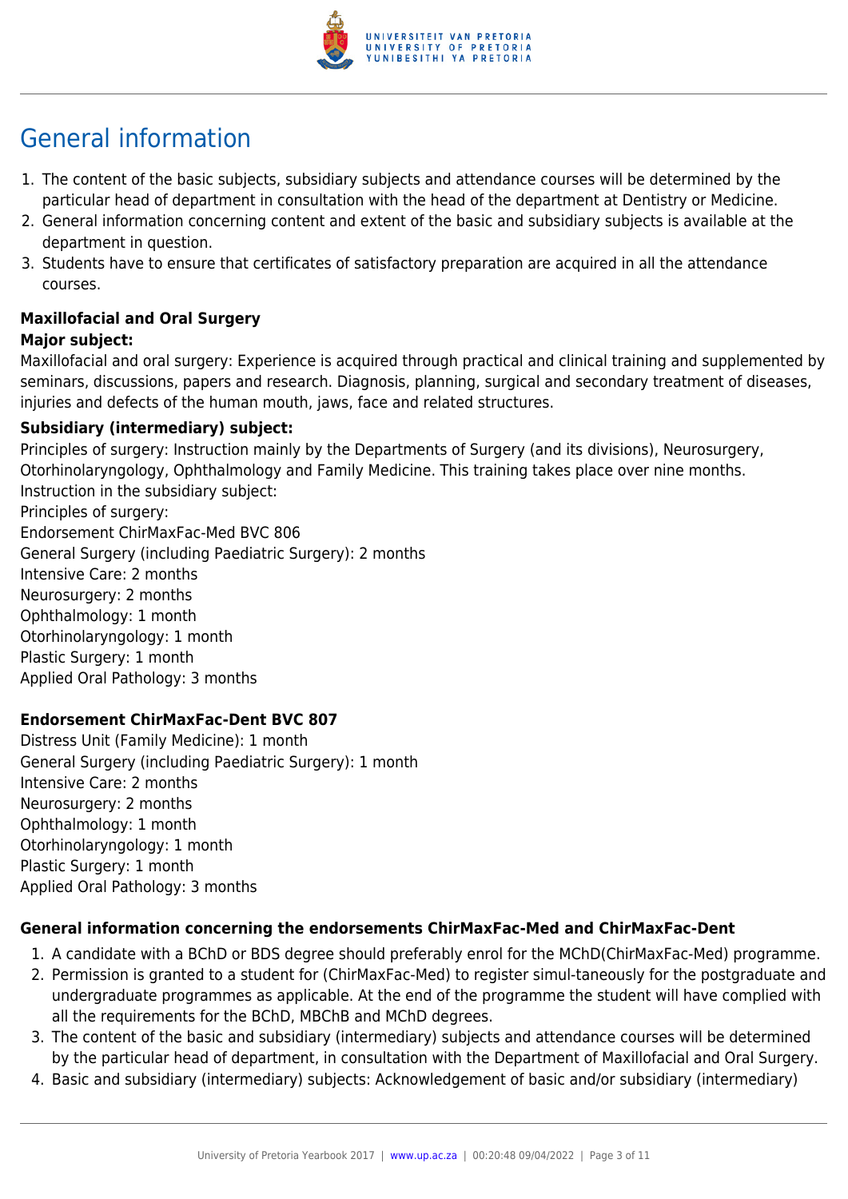# General information

1. The content of the basic subjects, subsidiary subjects and attendance courses will be determined by the particular head of department in consultation with the head of the department at Dentistry or Medicine.
2. General information concerning content and extent of the basic and subsidiary subjects is available at the department in question.
3. Students have to ensure that certificates of satisfactory preparation are acquired in all the attendance courses.

**Maxillofacial and Oral Surgery**

**Major subject:**

Maxillofacial and oral surgery: Experience is acquired through practical and clinical training and supplemented by seminars, discussions, papers and research. Diagnosis, planning, surgical and secondary treatment of diseases, injuries and defects of the human mouth, jaws, face and related structures.

**Subsidiary (intermediary) subject:**

Principles of surgery: Instruction mainly by the Departments of Surgery (and its divisions), Neurosurgery, Otorhinolaryngology, Ophthalmology and Family Medicine. This training takes place over nine months.
Instruction in the subsidiary subject:
Principles of surgery:
Endorsement ChirMaxFac-Med BVC 806
General Surgery (including Paediatric Surgery): 2 months
Intensive Care: 2 months
Neurosurgery: 2 months
Ophthalmology: 1 month
Otorhinolaryngology: 1 month
Plastic Surgery: 1 month
Applied Oral Pathology: 3 months

**Endorsement ChirMaxFac-Dent BVC 807**

Distress Unit (Family Medicine): 1 month
General Surgery (including Paediatric Surgery): 1 month
Intensive Care: 2 months
Neurosurgery: 2 months
Ophthalmology: 1 month
Otorhinolaryngology: 1 month
Plastic Surgery: 1 month
Applied Oral Pathology: 3 months

**General information concerning the endorsements ChirMaxFac-Med and ChirMaxFac-Dent**

1. A candidate with a BChD or BDS degree should preferably enrol for the MChD(ChirMaxFac-Med) programme.
2. Permission is granted to a student for (ChirMaxFac-Med) to register simul-taneously for the postgraduate and undergraduate programmes as applicable. At the end of the programme the student will have complied with all the requirements for the BChD, MBChB and MChD degrees.
3. The content of the basic and subsidiary (intermediary) subjects and attendance courses will be determined by the particular head of department, in consultation with the Department of Maxillofacial and Oral Surgery.
4. Basic and subsidiary (intermediary) subjects: Acknowledgement of basic and/or subsidiary (intermediary)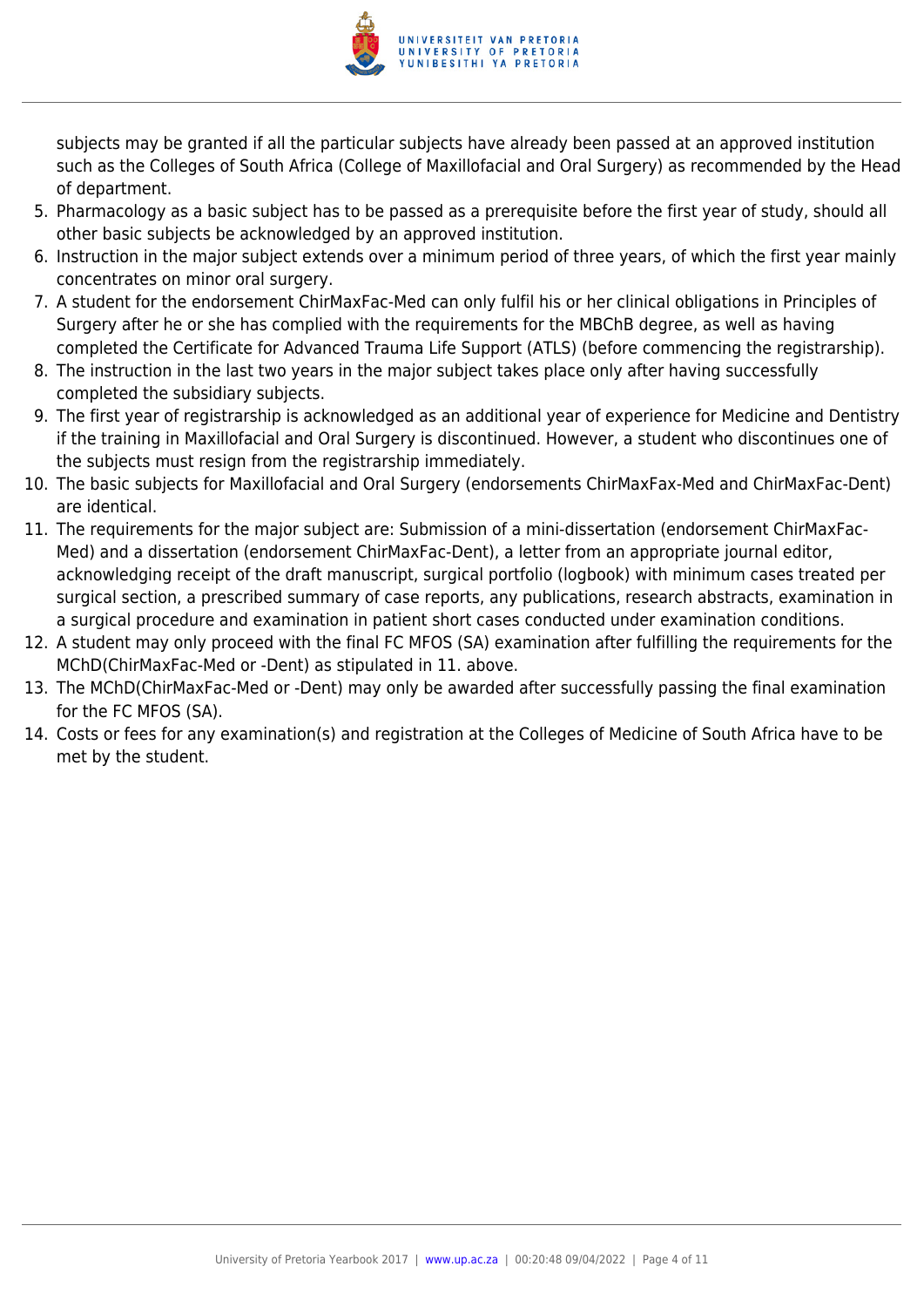subjects may be granted if all the particular subjects have already been passed at an approved institution such as the Colleges of South Africa (College of Maxillofacial and Oral Surgery) as recommended by the Head of department.

5. Pharmacology as a basic subject has to be passed as a prerequisite before the first year of study, should all other basic subjects be acknowledged by an approved institution.
6. Instruction in the major subject extends over a minimum period of three years, of which the first year mainly concentrates on minor oral surgery.
7. A student for the endorsement ChirMaxFac-Med can only fulfil his or her clinical obligations in Principles of Surgery after he or she has complied with the requirements for the MBChB degree, as well as having completed the Certificate for Advanced Trauma Life Support (ATLS) (before commencing the registrarship).
8. The instruction in the last two years in the major subject takes place only after having successfully completed the subsidiary subjects.
9. The first year of registrarship is acknowledged as an additional year of experience for Medicine and Dentistry if the training in Maxillofacial and Oral Surgery is discontinued. However, a student who discontinues one of the subjects must resign from the registrarship immediately.
10. The basic subjects for Maxillofacial and Oral Surgery (endorsements ChirMaxFax-Med and ChirMaxFac-Dent) are identical.
11. The requirements for the major subject are: Submission of a mini-dissertation (endorsement ChirMaxFac-Med) and a dissertation (endorsement ChirMaxFac-Dent), a letter from an appropriate journal editor, acknowledging receipt of the draft manuscript, surgical portfolio (logbook) with minimum cases treated per surgical section, a prescribed summary of case reports, any publications, research abstracts, examination in a surgical procedure and examination in patient short cases conducted under examination conditions.
12. A student may only proceed with the final FC MFOS (SA) examination after fulfilling the requirements for the MChD(ChirMaxFac-Med or -Dent) as stipulated in 11. above.
13. The MChD(ChirMaxFac-Med or -Dent) may only be awarded after successfully passing the final examination for the FC MFOS (SA).
14. Costs or fees for any examination(s) and registration at the Colleges of Medicine of South Africa have to be met by the student.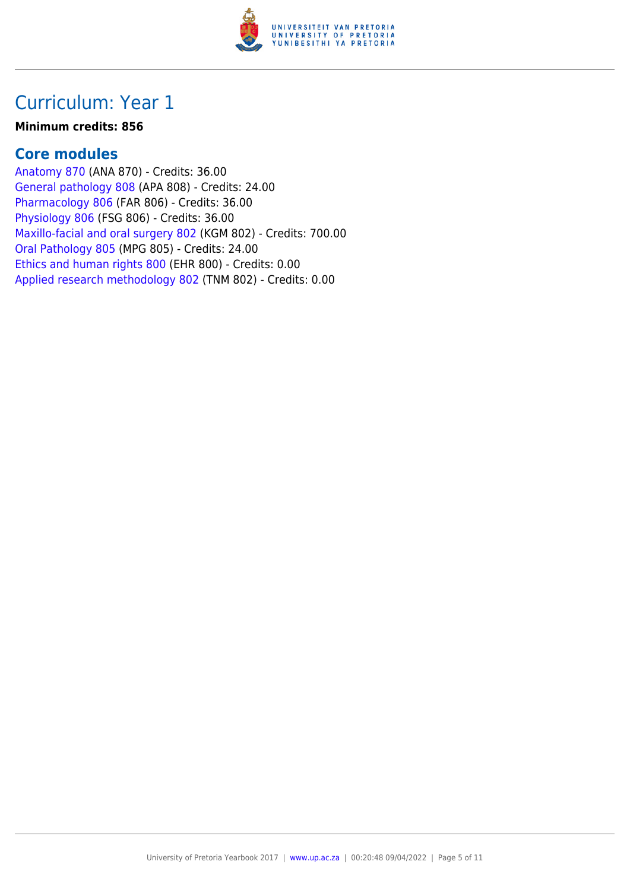# Curriculum: Year 1

**Minimum credits: 856**

## Core modules

Anatomy 870 (ANA 870) - Credits: 36.00
General pathology 808 (APA 808) - Credits: 24.00
Pharmacology 806 (FAR 806) - Credits: 36.00
Physiology 806 (FSG 806) - Credits: 36.00
Maxillo-facial and oral surgery 802 (KGM 802) - Credits: 700.00
Oral Pathology 805 (MPG 805) - Credits: 24.00
Ethics and human rights 800 (EHR 800) - Credits: 0.00
Applied research methodology 802 (TNM 802) - Credits: 0.00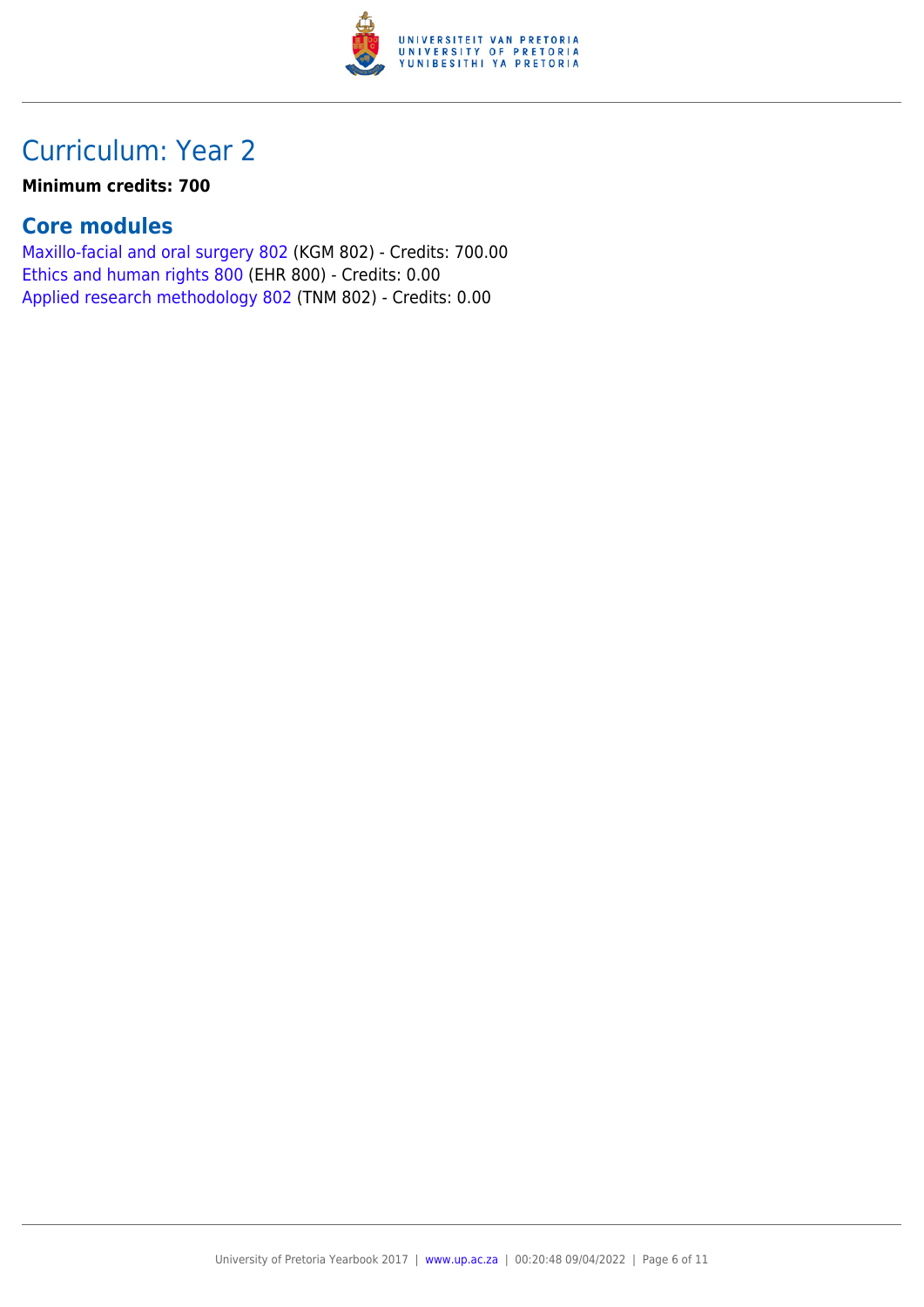# Curriculum: Year 2

**Minimum credits: 700**

## Core modules

Maxillo-facial and oral surgery 802 (KGM 802) - Credits: 700.00
Ethics and human rights 800 (EHR 800) - Credits: 0.00
Applied research methodology 802 (TNM 802) - Credits: 0.00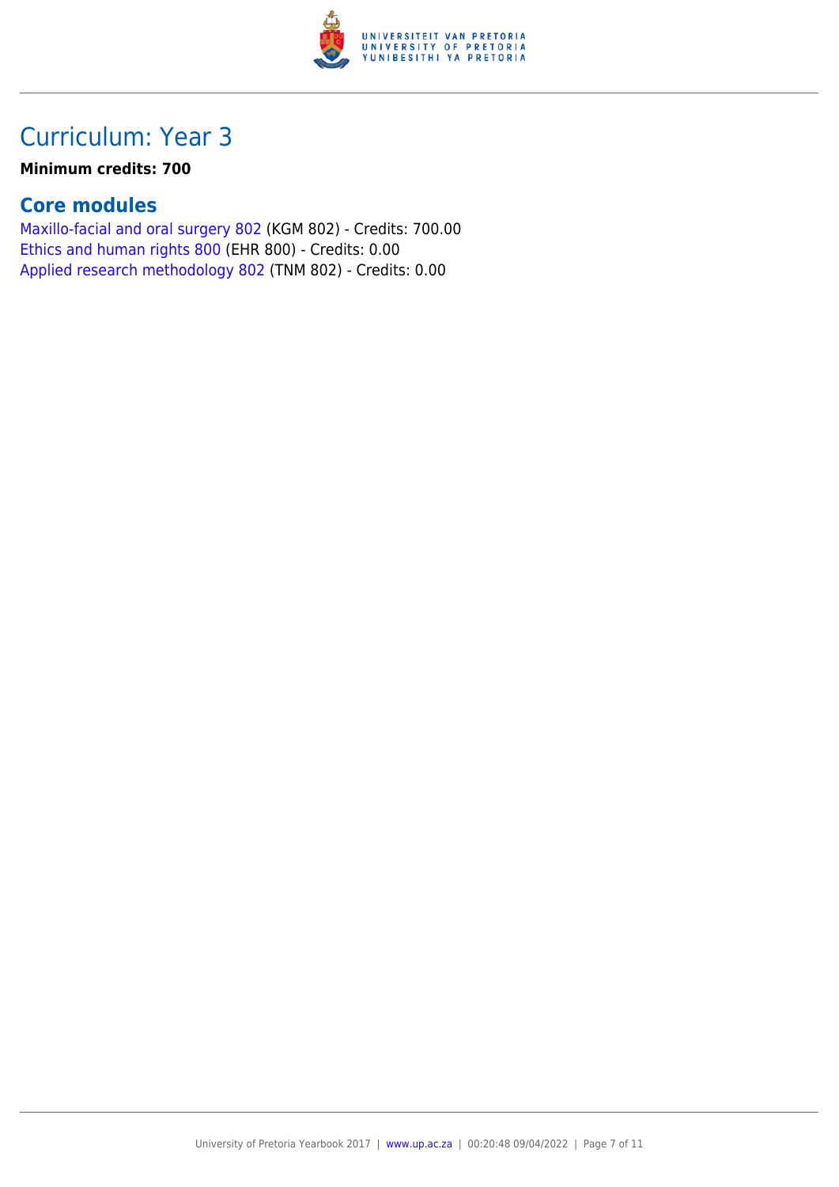# Curriculum: Year 3

**Minimum credits: 700**

## Core modules

Maxillo-facial and oral surgery 802 (KGM 802) - Credits: 700.00
Ethics and human rights 800 (EHR 800) - Credits: 0.00
Applied research methodology 802 (TNM 802) - Credits: 0.00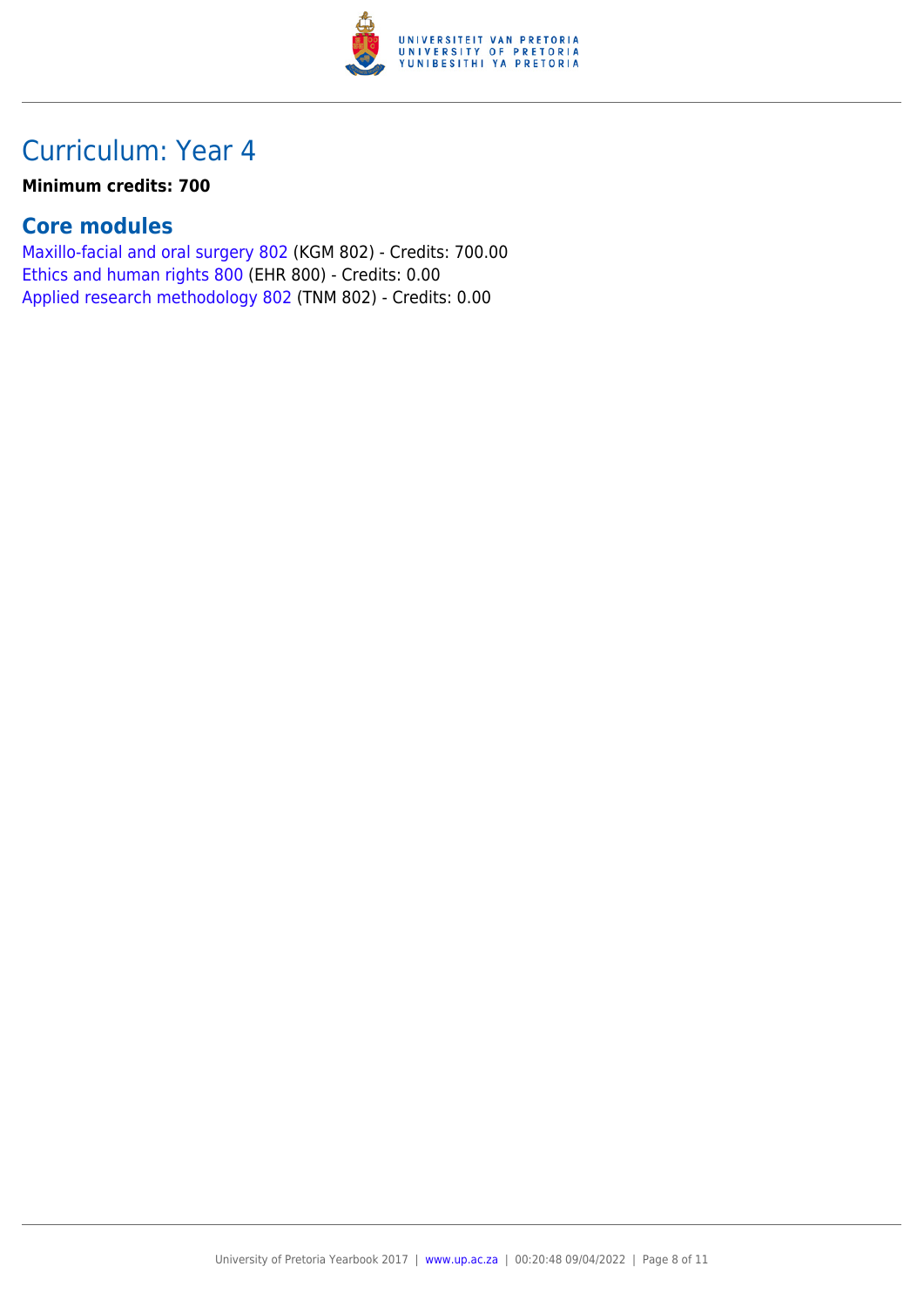# Curriculum: Year 4

**Minimum credits: 700**

## Core modules

Maxillo-facial and oral surgery 802 (KGM 802) - Credits: 700.00
Ethics and human rights 800 (EHR 800) - Credits: 0.00
Applied research methodology 802 (TNM 802) - Credits: 0.00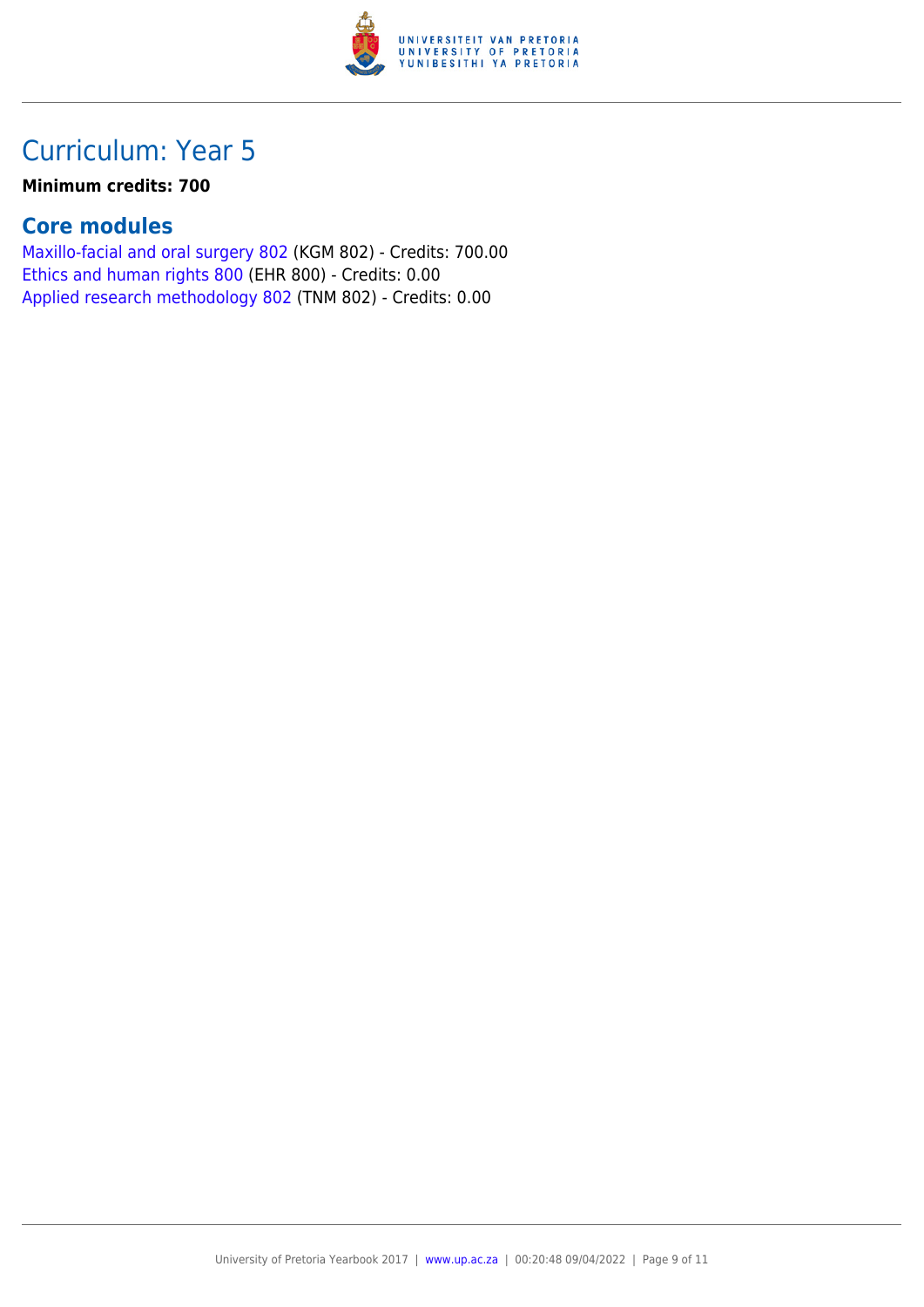# Curriculum: Year 5

**Minimum credits: 700**

## Core modules

Maxillo-facial and oral surgery 802 (KGM 802) - Credits: 700.00
Ethics and human rights 800 (EHR 800) - Credits: 0.00
Applied research methodology 802 (TNM 802) - Credits: 0.00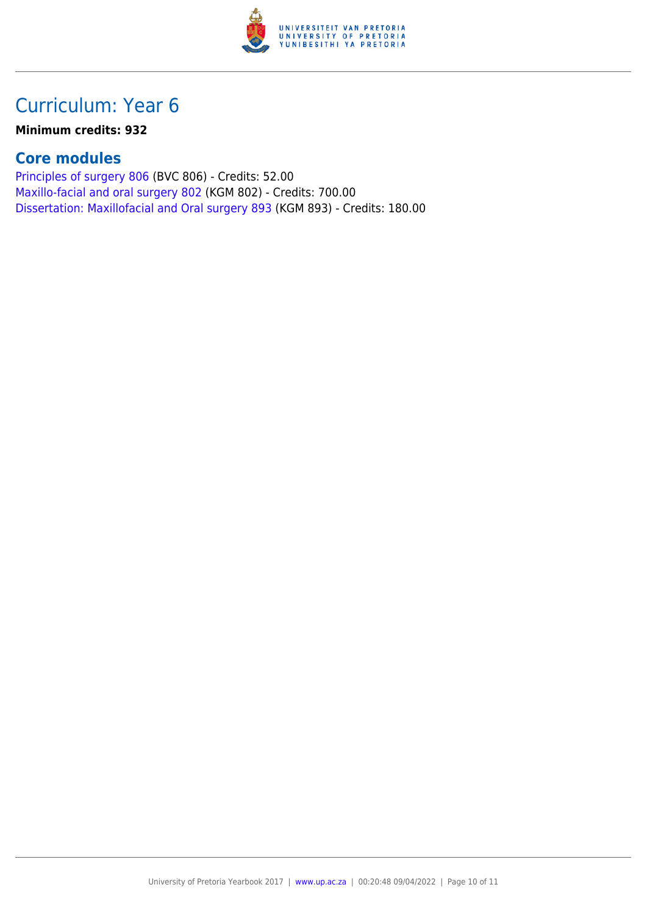## Curriculum: Year 6

**Minimum credits: 932**

### Core modules

Principles of surgery 806 (BVC 806) - Credits: 52.00
Maxillo-facial and oral surgery 802 (KGM 802) - Credits: 700.00
Dissertation: Maxillofacial and Oral surgery 893 (KGM 893) - Credits: 180.00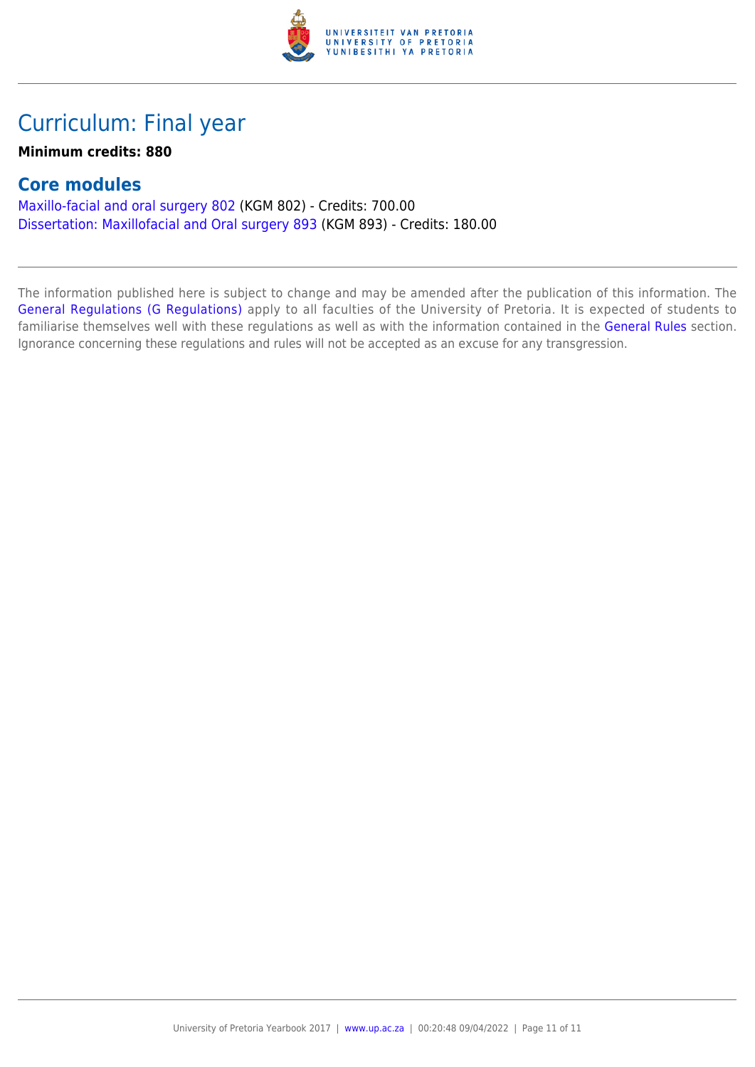## Curriculum: Final year

**Minimum credits: 880**

### Core modules

Maxillo-facial and oral surgery 802 (KGM 802) - Credits: 700.00
Dissertation: Maxillofacial and Oral surgery 893 (KGM 893) - Credits: 180.00

The information published here is subject to change and may be amended after the publication of this information. The General Regulations (G Regulations) apply to all faculties of the University of Pretoria. It is expected of students to familiarise themselves well with these regulations as well as with the information contained in the General Rules section. Ignorance concerning these regulations and rules will not be accepted as an excuse for any transgression.